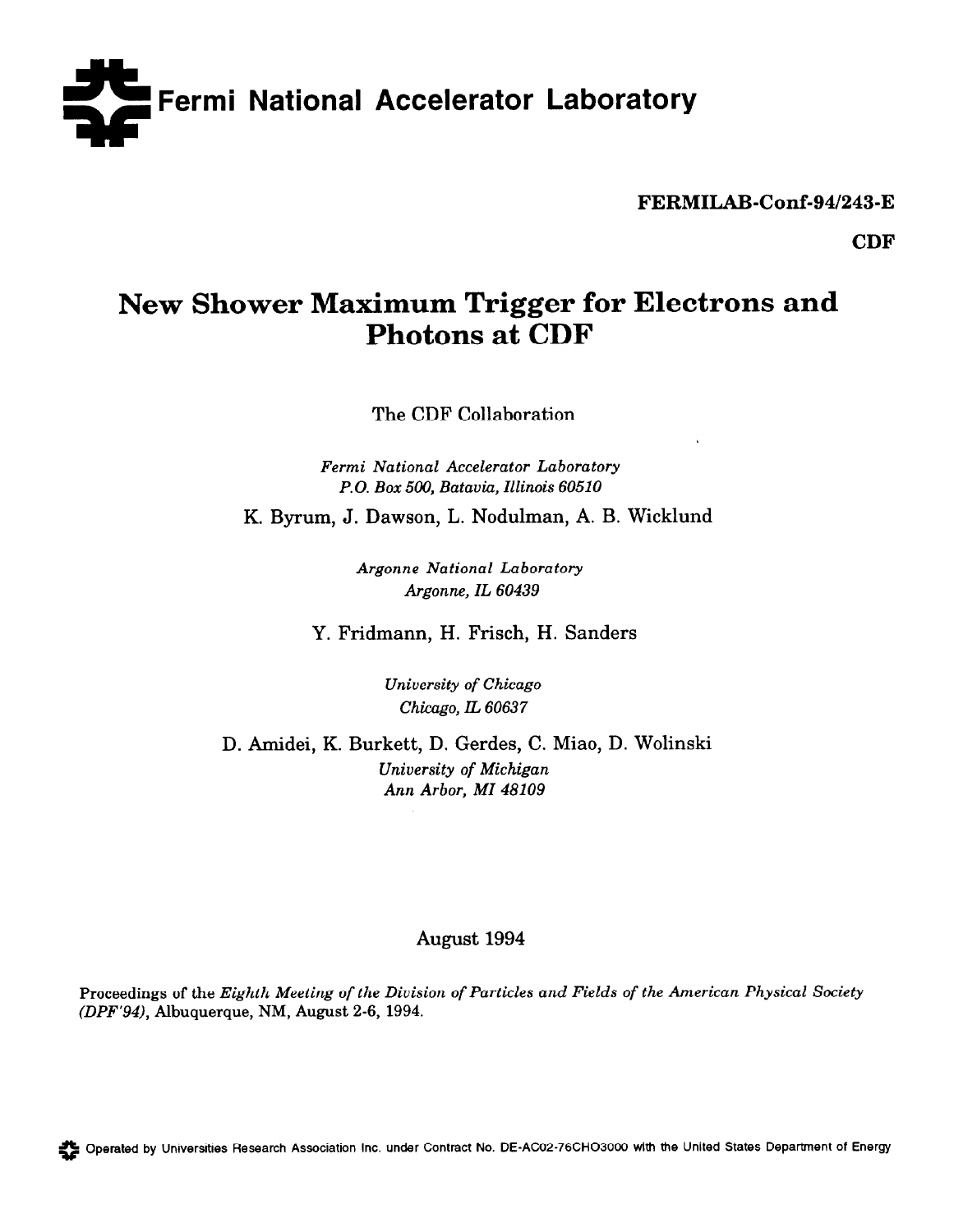**Fermi National Accelerator Laboratory**

**FERMILAB-Conf-94/243-E**

**CDF**

# New Shower Maximum Trigger for Electrons and Photons at CDF

The CDF Collaboration

*Fermi National Accelerator Laboratory*
*P.O. Box 500, Batavia, Illinois 60510*

K. Byrum, J. Dawson, L. Nodulman, A. B. Wicklund

*Argonne National Laboratory*
*Argonne, IL 60439*

Y. Fridmann, H. Frisch, H. Sanders

*University of Chicago*
*Chicago, IL 60637*

D. Amidei, K. Burkett, D. Gerdes, C. Miao, D. Wolinski

*University of Michigan*
*Ann Arbor, MI 48109*

August 1994

Proceedings of the *Eighth Meeting of the Division of Particles and Fields of the American Physical Society (DPF'94)*, Albuquerque, NM, August 2-6, 1994.

Operated by Universities Research Association Inc. under Contract No. DE-AC02-76CHO3000 with the United States Department of Energy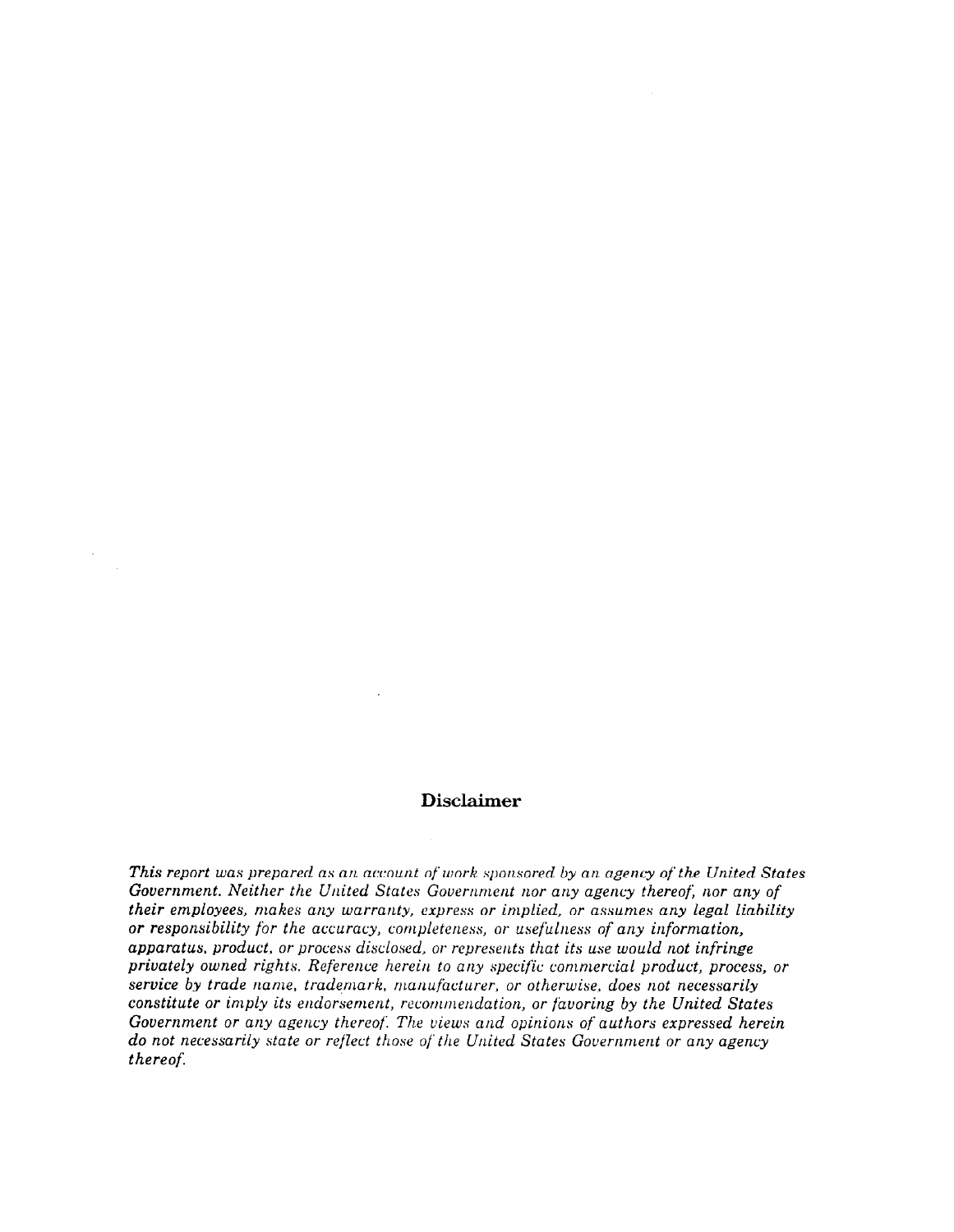## Disclaimer

*This report was prepared as an account of work sponsored by an agency of the United States Government. Neither the United States Government nor any agency thereof, nor any of their employees, makes any warranty, express or implied, or assumes any legal liability or responsibility for the accuracy, completeness, or usefulness of any information, apparatus, product, or process disclosed, or represents that its use would not infringe privately owned rights. Reference herein to any specific commercial product, process, or service by trade name, trademark, manufacturer, or otherwise, does not necessarily constitute or imply its endorsement, recommendation, or favoring by the United States Government or any agency thereof. The views and opinions of authors expressed herein do not necessarily state or reflect those of the United States Government or any agency thereof.*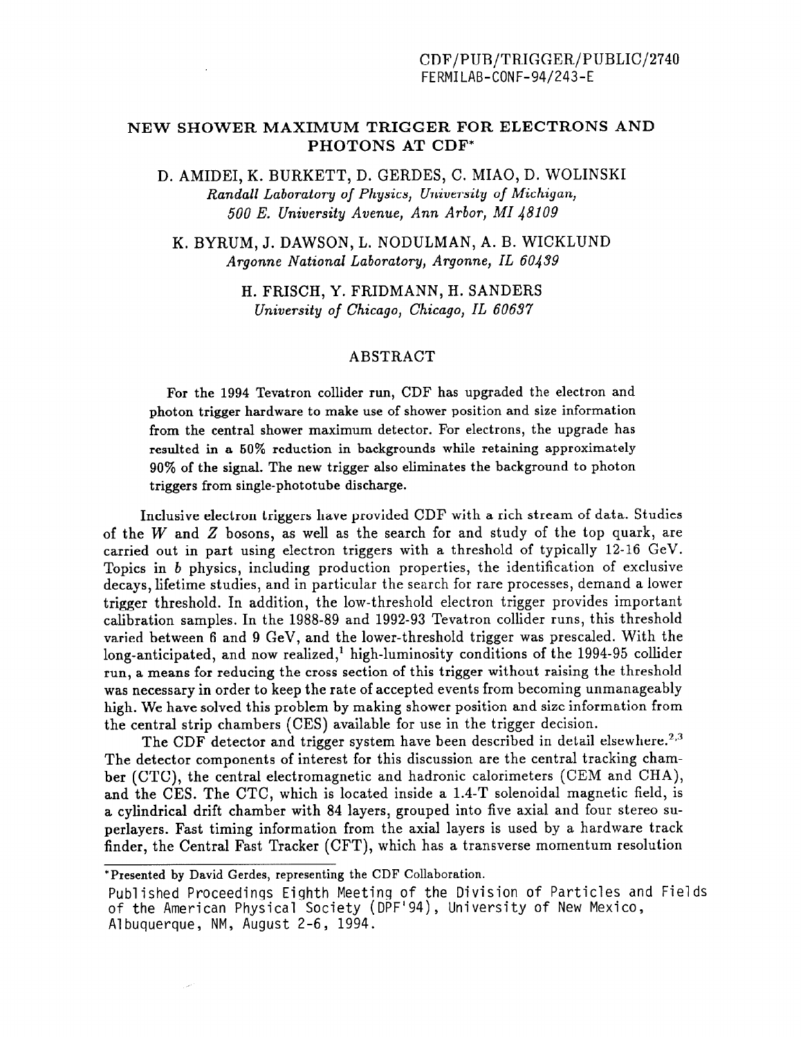CDF/PUB/TRIGGER/PUBLIC/2740
FERMILAB-CONF-94/243-E

# NEW SHOWER MAXIMUM TRIGGER FOR ELECTRONS AND PHOTONS AT CDF*

D. AMIDEI, K. BURKETT, D. GERDES, C. MIAO, D. WOLINSKI
*Randall Laboratory of Physics, University of Michigan, 500 E. University Avenue, Ann Arbor, MI 48109*

K. BYRUM, J. DAWSON, L. NODULMAN, A. B. WICKLUND
*Argonne National Laboratory, Argonne, IL 60439*

H. FRISCH, Y. FRIDMANN, H. SANDERS
*University of Chicago, Chicago, IL 60637*

## ABSTRACT

For the 1994 Tevatron collider run, CDF has upgraded the electron and photon trigger hardware to make use of shower position and size information from the central shower maximum detector. For electrons, the upgrade has resulted in a 50% reduction in backgrounds while retaining approximately 90% of the signal. The new trigger also eliminates the background to photon triggers from single-phototube discharge.

Inclusive electron triggers have provided CDF with a rich stream of data. Studies of the $W$ and $Z$ bosons, as well as the search for and study of the top quark, are carried out in part using electron triggers with a threshold of typically 12-16 GeV. Topics in $b$ physics, including production properties, the identification of exclusive decays, lifetime studies, and in particular the search for rare processes, demand a lower trigger threshold. In addition, the low-threshold electron trigger provides important calibration samples. In the 1988-89 and 1992-93 Tevatron collider runs, this threshold varied between 6 and 9 GeV, and the lower-threshold trigger was prescaled. With the long-anticipated, and now realized,[1] high-luminosity conditions of the 1994-95 collider run, a means for reducing the cross section of this trigger without raising the threshold was necessary in order to keep the rate of accepted events from becoming unmanageably high. We have solved this problem by making shower position and size information from the central strip chambers (CES) available for use in the trigger decision.

The CDF detector and trigger system have been described in detail elsewhere.[2,3] The detector components of interest for this discussion are the central tracking chamber (CTC), the central electromagnetic and hadronic calorimeters (CEM and CHA), and the CES. The CTC, which is located inside a 1.4-T solenoidal magnetic field, is a cylindrical drift chamber with 84 layers, grouped into five axial and four stereo superlayers. Fast timing information from the axial layers is used by a hardware track finder, the Central Fast Tracker (CFT), which has a transverse momentum resolution

---

*Presented by David Gerdes, representing the CDF Collaboration.

Published Proceedings Eighth Meeting of the Division of Particles and Fields of the American Physical Society (DPF'94), University of New Mexico, Albuquerque, NM, August 2-6, 1994.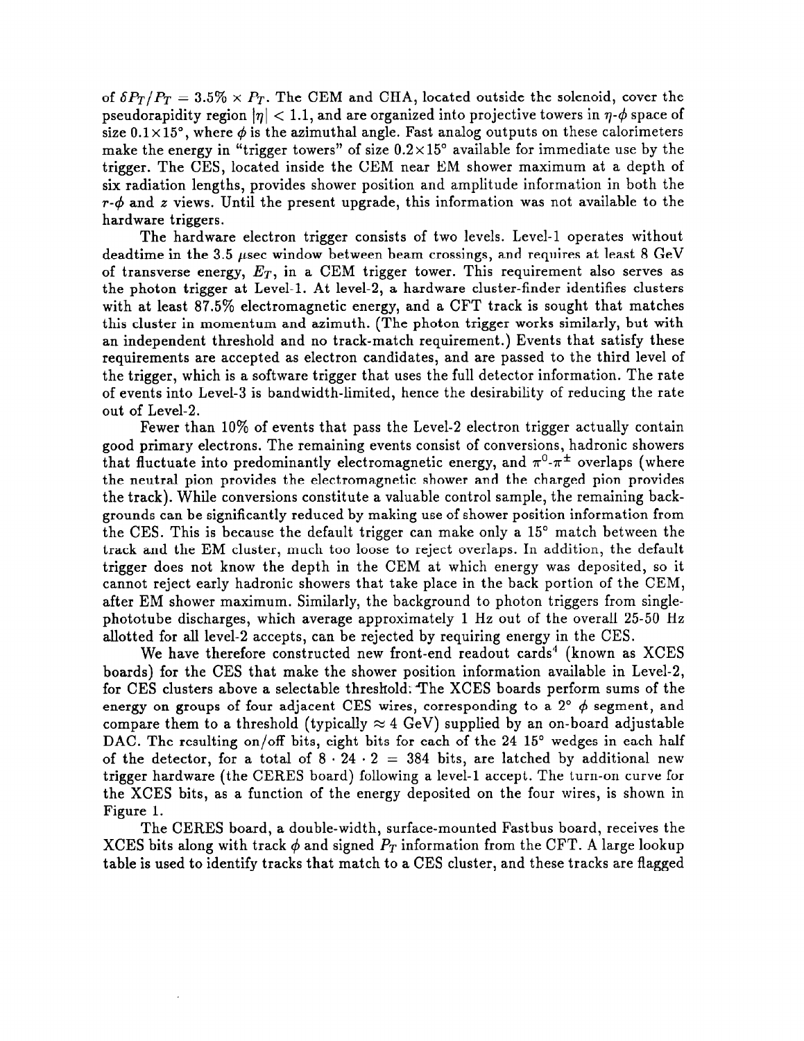of $\delta P_T/P_T = 3.5\% \times P_T$. The CEM and CHA, located outside the solenoid, cover the pseudorapidity region $|\eta| < 1.1$, and are organized into projective towers in $\eta$-$\phi$ space of size $0.1 \times 15°$, where $\phi$ is the azimuthal angle. Fast analog outputs on these calorimeters make the energy in "trigger towers" of size $0.2 \times 15°$ available for immediate use by the trigger. The CES, located inside the CEM near EM shower maximum at a depth of six radiation lengths, provides shower position and amplitude information in both the $r$-$\phi$ and $z$ views. Until the present upgrade, this information was not available to the hardware triggers.

The hardware electron trigger consists of two levels. Level-1 operates without deadtime in the 3.5 $\mu$sec window between beam crossings, and requires at least 8 GeV of transverse energy, $E_T$, in a CEM trigger tower. This requirement also serves as the photon trigger at Level-1. At level-2, a hardware cluster-finder identifies clusters with at least 87.5% electromagnetic energy, and a CFT track is sought that matches this cluster in momentum and azimuth. (The photon trigger works similarly, but with an independent threshold and no track-match requirement.) Events that satisfy these requirements are accepted as electron candidates, and are passed to the third level of the trigger, which is a software trigger that uses the full detector information. The rate of events into Level-3 is bandwidth-limited, hence the desirability of reducing the rate out of Level-2.

Fewer than 10% of events that pass the Level-2 electron trigger actually contain good primary electrons. The remaining events consist of conversions, hadronic showers that fluctuate into predominantly electromagnetic energy, and $\pi^0$-$\pi^\pm$ overlaps (where the neutral pion provides the electromagnetic shower and the charged pion provides the track). While conversions constitute a valuable control sample, the remaining backgrounds can be significantly reduced by making use of shower position information from the CES. This is because the default trigger can make only a 15° match between the track and the EM cluster, much too loose to reject overlaps. In addition, the default trigger does not know the depth in the CEM at which energy was deposited, so it cannot reject early hadronic showers that take place in the back portion of the CEM, after EM shower maximum. Similarly, the background to photon triggers from single-phototube discharges, which average approximately 1 Hz out of the overall 25-50 Hz allotted for all level-2 accepts, can be rejected by requiring energy in the CES.

We have therefore constructed new front-end readout cards[4] (known as XCES boards) for the CES that make the shower position information available in Level-2, for CES clusters above a selectable threshold. The XCES boards perform sums of the energy on groups of four adjacent CES wires, corresponding to a 2° $\phi$ segment, and compare them to a threshold (typically $\approx 4$ GeV) supplied by an on-board adjustable DAC. The resulting on/off bits, eight bits for each of the 24 15° wedges in each half of the detector, for a total of $8 \cdot 24 \cdot 2 = 384$ bits, are latched by additional new trigger hardware (the CERES board) following a level-1 accept. The turn-on curve for the XCES bits, as a function of the energy deposited on the four wires, is shown in Figure 1.

The CERES board, a double-width, surface-mounted Fastbus board, receives the XCES bits along with track $\phi$ and signed $P_T$ information from the CFT. A large lookup table is used to identify tracks that match to a CES cluster, and these tracks are flagged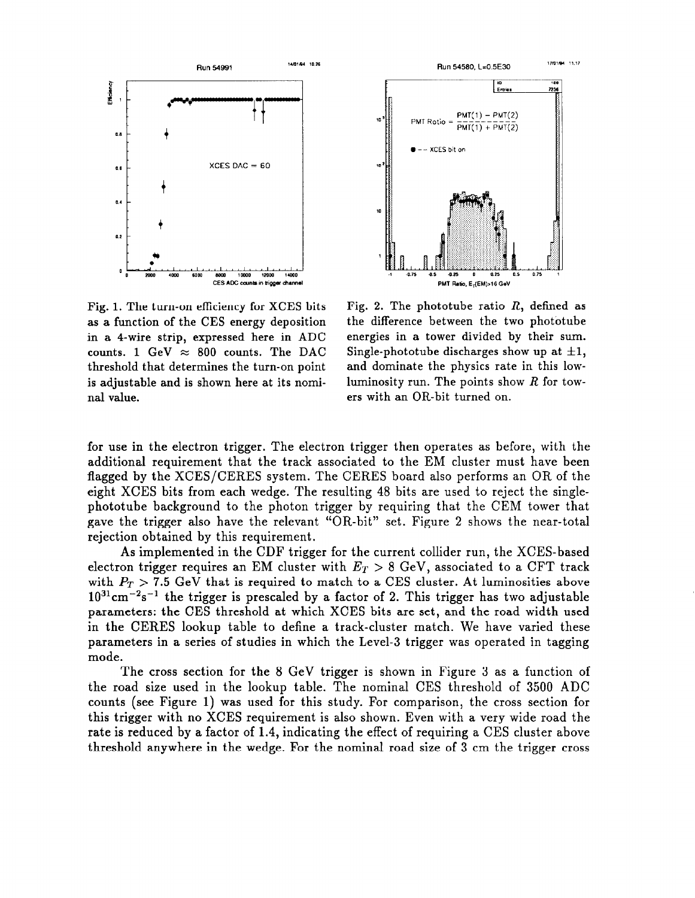Fig. 1. The turn-on efficiency for XCES bits as a function of the CES energy deposition in a 4-wire strip, expressed here in ADC counts. 1 GeV $\approx$ 800 counts. The DAC threshold that determines the turn-on point is adjustable and is shown here at its nominal value.

Fig. 2. The phototube ratio $R$, defined as the difference between the two phototube energies in a tower divided by their sum. Single-phototube discharges show up at $\pm 1$, and dominate the physics rate in this low-luminosity run. The points show $R$ for towers with an OR-bit turned on.

for use in the electron trigger. The electron trigger then operates as before, with the additional requirement that the track associated to the EM cluster must have been flagged by the XCES/CERES system. The CERES board also performs an OR of the eight XCES bits from each wedge. The resulting 48 bits are used to reject the single-phototube background to the photon trigger by requiring that the CEM tower that gave the trigger also have the relevant "OR-bit" set. Figure 2 shows the near-total rejection obtained by this requirement.

As implemented in the CDF trigger for the current collider run, the XCES-based electron trigger requires an EM cluster with $E_T > 8$ GeV, associated to a CFT track with $P_T > 7.5$ GeV that is required to match to a CES cluster. At luminosities above $10^{31}\text{cm}^{-2}\text{s}^{-1}$ the trigger is prescaled by a factor of 2. This trigger has two adjustable parameters: the CES threshold at which XCES bits are set, and the road width used in the CERES lookup table to define a track-cluster match. We have varied these parameters in a series of studies in which the Level-3 trigger was operated in tagging mode.

The cross section for the 8 GeV trigger is shown in Figure 3 as a function of the road size used in the lookup table. The nominal CES threshold of 3500 ADC counts (see Figure 1) was used for this study. For comparison, the cross section for this trigger with no XCES requirement is also shown. Even with a very wide road the rate is reduced by a factor of 1.4, indicating the effect of requiring a CES cluster above threshold anywhere in the wedge. For the nominal road size of 3 cm the trigger cross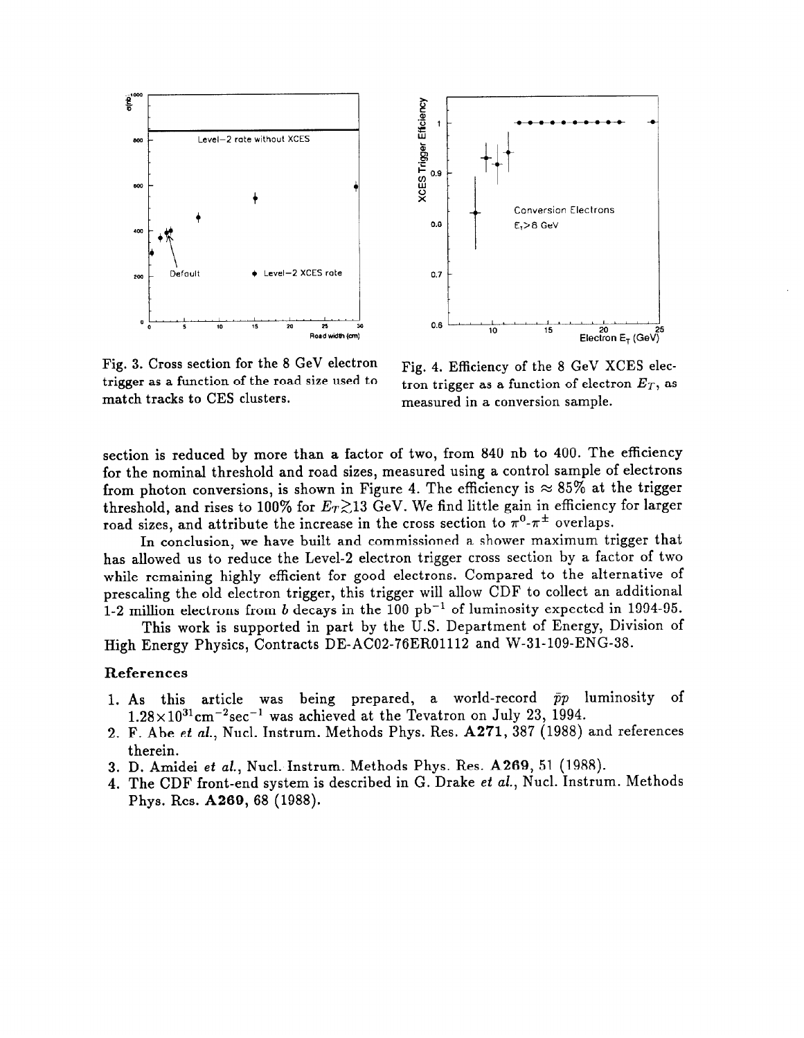σ(nb)

Level−2 rate without XCES

Default

Level−2 XCES rate

Road width (cm)

Fig. 3. Cross section for the 8 GeV electron trigger as a function of the road size used to match tracks to CES clusters.

XCES Trigger Efficiency

Conversion Electrons

$E_T$>8 GeV

Electron $E_T$ (GeV)

Fig. 4. Efficiency of the 8 GeV XCES electron trigger as a function of electron $E_T$, as measured in a conversion sample.

section is reduced by more than a factor of two, from 840 nb to 400. The efficiency for the nominal threshold and road sizes, measured using a control sample of electrons from photon conversions, is shown in Figure 4. The efficiency is $\approx 85\%$ at the trigger threshold, and rises to 100% for $E_T \gtrsim 13$ GeV. We find little gain in efficiency for larger road sizes, and attribute the increase in the cross section to $\pi^0$-$\pi^\pm$ overlaps.

In conclusion, we have built and commissioned a shower maximum trigger that has allowed us to reduce the Level-2 electron trigger cross section by a factor of two while remaining highly efficient for good electrons. Compared to the alternative of prescaling the old electron trigger, this trigger will allow CDF to collect an additional 1-2 million electrons from $b$ decays in the 100 $\text{pb}^{-1}$ of luminosity expected in 1994-95.

This work is supported in part by the U.S. Department of Energy, Division of High Energy Physics, Contracts DE-AC02-76ER01112 and W-31-109-ENG-38.

### References

1. As this article was being prepared, a world-record $\bar{p}p$ luminosity of $1.28\times10^{31}\text{cm}^{-2}\text{sec}^{-1}$ was achieved at the Tevatron on July 23, 1994.
2. F. Abe *et al.*, Nucl. Instrum. Methods Phys. Res. **A271**, 387 (1988) and references therein.
3. D. Amidei *et al.*, Nucl. Instrum. Methods Phys. Res. **A269**, 51 (1988).
4. The CDF front-end system is described in G. Drake *et al.*, Nucl. Instrum. Methods Phys. Res. **A269**, 68 (1988).